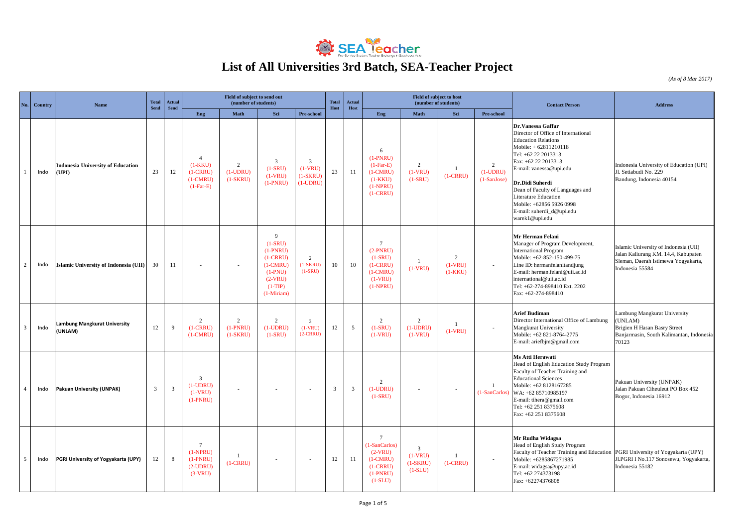# List of All Universities 3rd Batch, SEA-Teacher Project

*(As of 8 Mar 2017)*

| No. | Country | Name | Total Send | Actual Send | Field of subject to send out (number of students) | | | | Total Host | Actual Host | Field of subject to host (number of students) | | | | Contact Person | Address |
|---|---|---|---|---|---|---|---|---|---|---|---|---|---|---|---|---|
| | | | | | Eng | Math | Sci | Pre-school | | | Eng | Math | Sci | Pre-school | | |
| 1 | Indo | **Indonesia University of Education (UPI)** | 23 | 12 | 4 (1-KKU) (1-CRRU) (1-CMRU) (1-Far-E) | 2 (1-UDRU) (1-SKRU) | 3 (1-SRU) (1-VRU) (1-PNRU) | 3 (1-VRU) (1-SKRU) (1-UDRU) | 23 | 11 | 6 (1-PNRU) (1-Far-E) (1-CMRU) (1-KKU) (1-NPRU) (1-CRRU) | 2 (1-VRU) (1-SRU) | 1 (1-CRRU) | 2 (1-UDRU) (1-SanJose) | **Dr.Vanessa Gaffar** Director of Office of International Education Relations Mobile: + 62811210118 Tel: +62 22 2013313 Fax: +62 22 2013313 E-mail: vanessa@upi.edu **Dr.Didi Suherdi** Dean of Faculty of Languages and Literature Education Mobile: +62856 5926 0998 E-mail: suherdi_d@upi.edu warek1@upi.edu | Indonesia University of Education (UPI) Jl. Setiabudi No. 229 Bandung, Indonesia 40154 |
| 2 | Indo | **Islamic University of Indonesia (UII)** | 30 | 11 | - | - | 9 (1-SRU) (1-PNRU) (1-CRRU) (1-CMRU) (1-PNU) (2-VRU) (1-TIP) (1-Miriam) | 2 (1-SKRU) (1-SRU) | 10 | 10 | 7 (2-PNRU) (1-SRU) (1-CRRU) (1-CMRU) (1-VRU) (1-NPRU) | 1 (1-VRU) | 2 (1-VRU) (1-KKU) | - | **Mr Herman Felani** Manager of Program Development, International Program Mobile: +62-852-150-499-75 Line ID: hermanfelanitandjung E-mail: herman.felani@uii.ac.id international@uii.ac.id Tel: +62-274-898410 Ext. 2202 Fax: +62-274-898410 | Islamic University of Indonesia (UII) Jalan Kaliurang KM. 14.4, Kabupaten Sleman, Daerah Istimewa Yogyakarta, Indonesia 55584 |
| 3 | Indo | **Lambung Mangkurat University (UNLAM)** | 12 | 9 | 2 (1-CRRU) (1-CMRU) | 2 (1-PNRU) (1-SKRU) | 2 (1-UDRU) (1-SRU) | 3 (1-VRU) (2-CRRU) | 12 | 5 | 2 (1-SRU) (1-VRU) | 2 (1-UDRU) (1-VRU) | 1 (1-VRU) | - | **Arief Budiman** Director International Office of Lambung Mangkurat University Mobile: +62 821-8764-2775 E-mail: ariefbjm@gmail.com | Lambung Mangkurat University (UNLAM) Brigien H Hasan Basry Street Banjarmasin, South Kalimantan, Indonesia 70123 |
| 4 | Indo | **Pakuan University (UNPAK)** | 3 | 3 | 3 (1-UDRU) (1-VRU) (1-PNRU) | - | - | - | 3 | 3 | 2 (1-UDRU) (1-SRU) | - | - | 1 (1-SanCarlos) | **Ms Atti Herawati** Head of English Education Study Program Faculty of Teacher Training and Educational Sciences Mobile: +62 8128167285 WA: +62 85710985197 E-mail: tihera@gmail.com Tel: +62 251 8375608 Fax: +62 251 8375608 | Pakuan University (UNPAK) Jalan Pakuan Ciheuleut PO Box 452 Bogor, Indonesia 16912 |
| 5 | Indo | **PGRI University of Yogyakarta (UPY)** | 12 | 8 | 7 (1-NPRU) (1-PNRU) (2-UDRU) (3-VRU) | 1 (1-CRRU) | - | - | 12 | 11 | 7 (1-SanCarlos) (2-VRU) (1-CMRU) (1-CRRU) (1-PNRU) (1-SLU) | 3 (1-VRU) (1-SKRU) (1-SLU) | 1 (1-CRRU) | - | **Mr Rudha Widagsa** Head of English Study Program Faculty of Teacher Training and Education Mobile: +6285867271985 E-mail: widagsa@upy.ac.id Tel: +62 274373198 Fax: +62274376808 | PGRI University of Yogyakarta (UPY) Jl.PGRI I No.117 Sonosewu, Yogyakarta, Indonesia 55182 |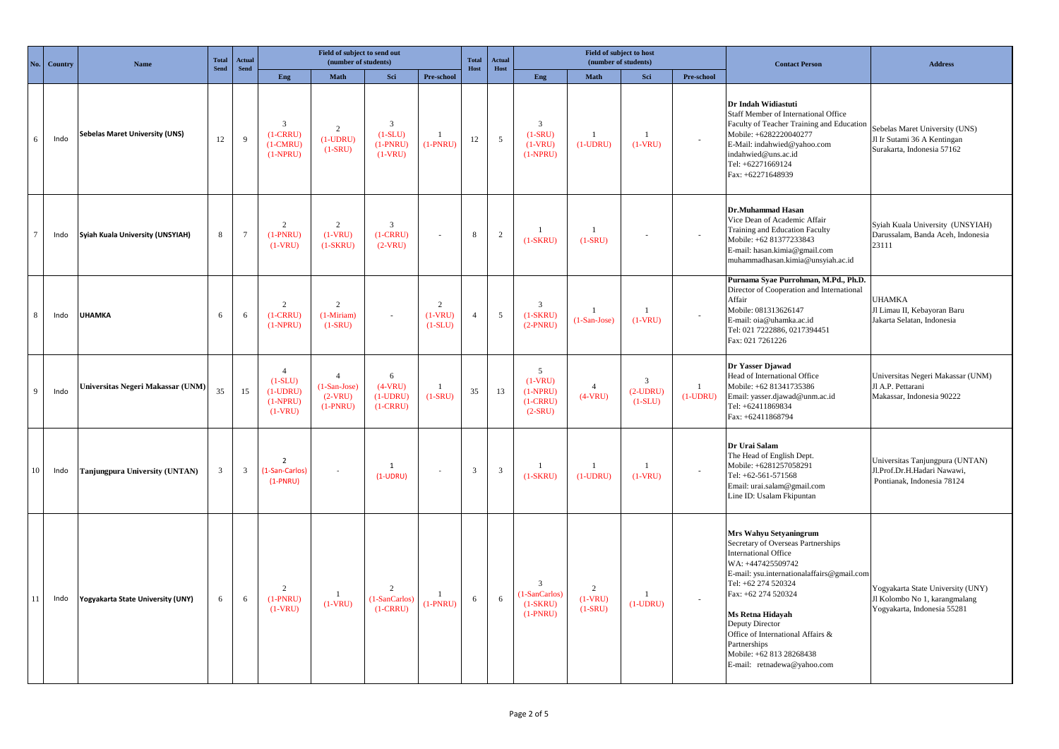| No. | Country | Name | Total Send | Actual Send | Field of subject to send out (number of students) | | | | Total Host | Actual Host | Field of subject to host (number of students) | | | | Contact Person | Address |
|---|---|---|---|---|---|---|---|---|---|---|---|---|---|---|---|---|
| | | | | | Eng | Math | Sci | Pre-school | | | Eng | Math | Sci | Pre-school | | |
| 6 | Indo | **Sebelas Maret University (UNS)** | 12 | 9 | 3 (1-CRRU) (1-CMRU) (1-NPRU) | 2 (1-UDRU) (1-SRU) | 3 (1-SLU) (1-PNRU) (1-VRU) | 1 (1-PNRU) | 12 | 5 | 3 (1-SRU) (1-VRU) (1-NPRU) | 1 (1-UDRU) | 1 (1-VRU) | - | **Dr Indah Widiastuti** Staff Member of International Office Faculty of Teacher Training and Education Mobile: +6282220040277 E-Mail: indahwied@yahoo.com indahwied@uns.ac.id Tel: +62271669124 Fax: +62271648939 | Sebelas Maret University (UNS) Jl Ir Sutami 36 A Kentingan Surakarta, Indonesia 57162 |
| 7 | Indo | **Syiah Kuala University (UNSYIAH)** | 8 | 7 | 2 (1-PNRU) (1-VRU) | 2 (1-VRU) (1-SKRU) | 3 (1-CRRU) (2-VRU) | - | 8 | 2 | 1 (1-SKRU) | 1 (1-SRU) | - | - | **Dr.Muhammad Hasan** Vice Dean of Academic Affair Training and Education Faculty Mobile: +62 81377233843 E-mail: hasan.kimia@gmail.com muhammadhasan.kimia@unsyiah.ac.id | Syiah Kuala University (UNSYIAH) Darussalam, Banda Aceh, Indonesia 23111 |
| 8 | Indo | **UHAMKA** | 6 | 6 | 2 (1-CRRU) (1-NPRU) | 2 (1-Miriam) (1-SRU) | - | 2 (1-VRU) (1-SLU) | 4 | 5 | 3 (1-SKRU) (2-PNRU) | 1 (1-San-Jose) | 1 (1-VRU) | - | **Purnama Syae Purrohman, M.Pd., Ph.D.** Director of Cooperation and International Affair Mobile: 081313626147 E-mail: oia@uhamka.ac.id Tel: 021 7222886, 0217394451 Fax: 021 7261226 | UHAMKA Jl Limau II, Kebayoran Baru Jakarta Selatan, Indonesia |
| 9 | Indo | **Universitas Negeri Makassar (UNM)** | 35 | 15 | 4 (1-SLU) (1-UDRU) (1-NPRU) (1-VRU) | 4 (1-San-Jose) (2-VRU) (1-PNRU) | 6 (4-VRU) (1-UDRU) (1-CRRU) | 1 (1-SRU) | 35 | 13 | 5 (1-VRU) (1-NPRU) (1-CRRU) (2-SRU) | 4 (4-VRU) | 3 (2-UDRU) (1-SLU) | 1 (1-UDRU) | **Dr Yasser Djawad** Head of International Office Mobile: +62 81341735386 Email: yasser.djawad@unm.ac.id Tel: +62411869834 Fax: +62411868794 | Universitas Negeri Makassar (UNM) Jl A.P. Pettarani Makassar, Indonesia 90222 |
| 10 | Indo | **Tanjungpura University (UNTAN)** | 3 | 3 | 2 (1-San-Carlos) (1-PNRU) | - | 1 (1-UDRU) | - | 3 | 3 | 1 (1-SKRU) | 1 (1-UDRU) | 1 (1-VRU) | - | **Dr Urai Salam** The Head of English Dept. Mobile: +6281257058291 Tel: +62-561-571568 Email: urai.salam@gmail.com Line ID: Usalam Fkipuntan | Universitas Tanjungpura (UNTAN) Jl.Prof.Dr.H.Hadari Nawawi, Pontianak, Indonesia 78124 |
| 11 | Indo | **Yogyakarta State University (UNY)** | 6 | 6 | 2 (1-PNRU) (1-VRU) | 1 (1-VRU) | 2 (1-SanCarlos) (1-CRRU) | 1 (1-PNRU) | 6 | 6 | 3 (1-SanCarlos) (1-SKRU) (1-PNRU) | 2 (1-VRU) (1-SRU) | 1 (1-UDRU) | - | **Mrs Wahyu Setyaningrum** Secretary of Overseas Partnerships International Office WA: +447425509742 E-mail: ysu.internationalaffairs@gmail.com Tel: +62 274 520324 Fax: +62 274 520324 **Ms Retna Hidayah** Deputy Director Office of International Affairs & Partnerships Mobile: +62 813 28268438 E-mail: retnadewa@yahoo.com | Yogyakarta State University (UNY) Jl Kolombo No 1, karangmalang Yogyakarta, Indonesia 55281 |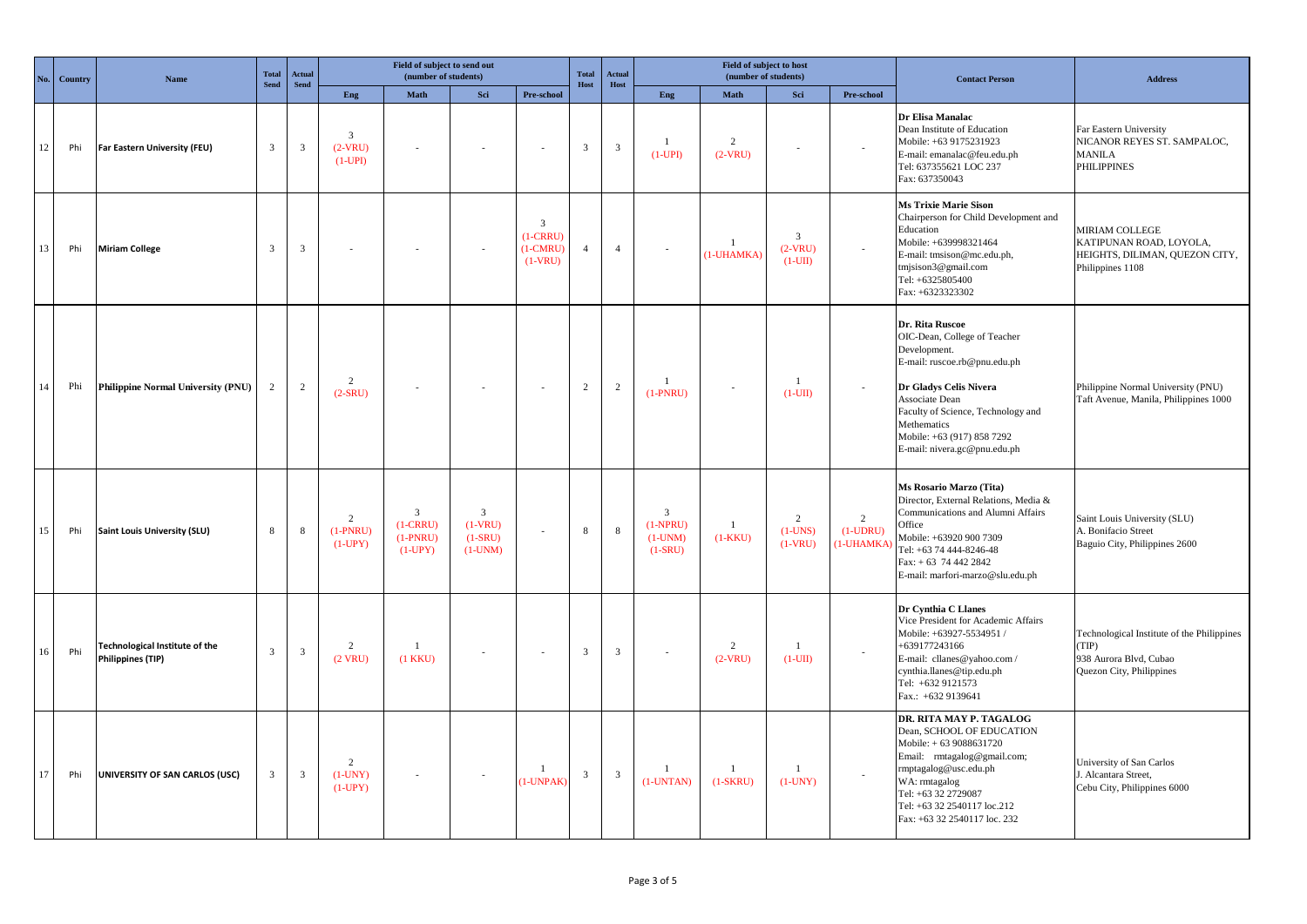| No. | Country | Name | Total Send | Actual Send | Field of subject to send out (number of students) | | | | Total Host | Actual Host | Field of subject to host (number of students) | | | | Contact Person | Address |
|---|---|---|---|---|---|---|---|---|---|---|---|---|---|---|---|---|
| | | | | | Eng | Math | Sci | Pre-school | | | Eng | Math | Sci | Pre-school | | |
| 12 | Phi | **Far Eastern University (FEU)** | 3 | 3 | 3 (2-VRU) (1-UPI) | - | - | - | 3 | 3 | 1 (1-UPI) | 2 (2-VRU) | - | - | **Dr Elisa Manalac** Dean Institute of Education Mobile: +63 9175231923 E-mail: emanalac@feu.edu.ph Tel: 637355621 LOC 237 Fax: 637350043 | Far Eastern University NICANOR REYES ST. SAMPALOC, MANILA PHILIPPINES |
| 13 | Phi | **Miriam College** | 3 | 3 | - | - | - | 3 (1-CRRU) (1-CMRU) (1-VRU) | 4 | 4 | - | 1 (1-UHAMKA) | 3 (2-VRU) (1-UII) | - | **Ms Trixie Marie Sison** Chairperson for Child Development and Education Mobile: +639998321464 E-mail: tmsison@mc.edu.ph, tmjsison3@gmail.com Tel: +6325805400 Fax: +6323323302 | MIRIAM COLLEGE KATIPUNAN ROAD, LOYOLA, HEIGHTS, DILIMAN, QUEZON CITY, Philippines 1108 |
| 14 | Phi | **Philippine Normal University (PNU)** | 2 | 2 | 2 (2-SRU) | - | - | - | 2 | 2 | 1 (1-PNRU) | - | 1 (1-UII) | - | **Dr. Rita Ruscoe** OIC-Dean, College of Teacher Development. E-mail: ruscoe.rb@pnu.edu.ph **Dr Gladys Celis Nivera** Associate Dean Faculty of Science, Technology and Methematics Mobile: +63 (917) 858 7292 E-mail: nivera.gc@pnu.edu.ph | Philippine Normal University (PNU) Taft Avenue, Manila, Philippines 1000 |
| 15 | Phi | **Saint Louis University (SLU)** | 8 | 8 | 2 (1-PNRU) (1-UPY) | 3 (1-CRRU) (1-PNRU) (1-UPY) | 3 (1-VRU) (1-SRU) (1-UNM) | - | 8 | 8 | 3 (1-NPRU) (1-UNM) (1-SRU) | 1 (1-KKU) | 2 (1-UNS) (1-VRU) | 2 (1-UDRU) (1-UHAMKA) | **Ms Rosario Marzo (Tita)** Director, External Relations, Media & Communications and Alumni Affairs Office Mobile: +63920 900 7309 Tel: +63 74 444-8246-48 Fax: + 63 74 442 2842 E-mail: marfori-marzo@slu.edu.ph | Saint Louis University (SLU) A. Bonifacio Street Baguio City, Philippines 2600 |
| 16 | Phi | **Technological Institute of the Philippines (TIP)** | 3 | 3 | 2 (2 VRU) | 1 (1 KKU) | - | - | 3 | 3 | - | 2 (2-VRU) | 1 (1-UII) | - | **Dr Cynthia C Llanes** Vice President for Academic Affairs Mobile: +63927-5534951 / +639177243166 E-mail: cllanes@yahoo.com / cynthia.llanes@tip.edu.ph Tel: +632 9121573 Fax.: +632 9139641 | Technological Institute of the Philippines (TIP) 938 Aurora Blvd, Cubao Quezon City, Philippines |
| 17 | Phi | **UNIVERSITY OF SAN CARLOS (USC)** | 3 | 3 | 2 (1-UNY) (1-UPY) | - | - | 1 (1-UNPAK) | 3 | 3 | 1 (1-UNTAN) | 1 (1-SKRU) | 1 (1-UNY) | - | **DR. RITA MAY P. TAGALOG** Dean, SCHOOL OF EDUCATION Mobile: + 63 9088631720 Email: rmtagalog@gmail.com; rmptagalog@usc.edu.ph WA: rmtagalog Tel: +63 32 2729087 Tel: +63 32 2540117 loc.212 Fax: +63 32 2540117 loc. 232 | University of San Carlos J. Alcantara Street, Cebu City, Philippines 6000 |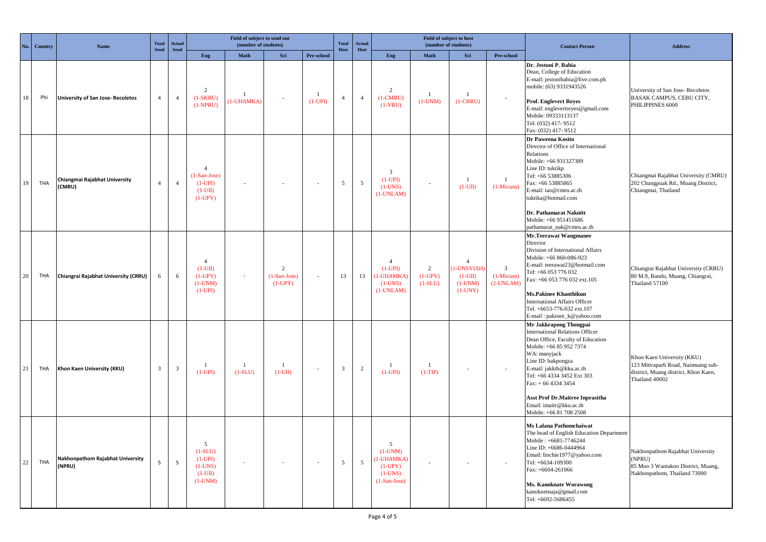| No. | Country | Name | Total Send | Actual Send | Field of subject to send out (number of students) | | | | Total Host | Actual Host | Field of subject to host (number of students) | | | | Contact Person | Address |
|---|---|---|---|---|---|---|---|---|---|---|---|---|---|---|---|---|
| | | | | | Eng | Math | Sci | Pre-school | | | Eng | Math | Sci | Pre-school | | |
| 18 | Phi | **University of San Jose- Recoletos** | 4 | 4 | 2 (1-SKRU) (1-NPRU) | 1 (1-UHAMKA) | - | 1 (1-UPI) | 4 | 4 | 2 (1-CMRU) (1-VRU) | 1 (1-UNM) | 1 (1-CRRU) | - | **Dr. Jestoni P. Babia** Dean, College of Education E-mail: jestonibabia@live.com.ph mobile: (63) 9331943526 **Prof. Englevert Reyes** E-mail: englevertreyes@gmail.com Mobile: 09333113137 Tel: (032) 417- 9512 Fax: (032) 417- 9512 | University of San Jose- Recoletos BASAK CAMPUS, CEBU CITY, PHILIPPINES 6000 |
| 19 | THA | **Chiangmai Rajabhat University (CMRU)** | 4 | 4 | 4 (1-San-Jose) (1-UPI) (1-UII) (1-UPY) | - | - | - | 5 | 5 | 3 (1-UPI) (1-UNS) (1-UNLAM) | - | 1 (1-UII) | 1 (1-Miriam) | **Dr Paweena Kosito** Director of Office of International Relations Mobile: +66 931327389 Line ID: tuktikp Tel: +66 53885306 Fax: +66 53885865 E-mail: iao@cmru.ac.th tuktika@hotmail.com **Dr. Pathamarat Naknitt** Mobile: +66 951451686 pathamarat_nak@cmru.ac.th | Chiangmai Rajabhat University (CMRU) 202 Changpuak Rd., Muang District, Chiangmai, Thailand |
| 20 | THA | **Chiangrai Rajabhat University (CRRU)** | 6 | 6 | 4 (1-UII) (1-UPY) (1-UNM) (1-UPI) | - | 2 (1-San-Jose) (1-UPY) | - | 13 | 13 | 4 (1-UPI) (1-UHAMKA) (1-UNS) (1-UNLAM) | 2 (1-UPY) (1-SLU) | 4 (1-UNSYIAH) (1-UII) (1-UNM) (1-UNY) | 3 (1-Miriam) (2-UNLAM) | **Mr.Teerawat Wangmanee** Director Division of International Affairs Mobile: +66 860-086-923 E-mail: teerawat23@hotmail.com Tel: +66 053 776 032 Fax: +66 053 776 032 ext.105 **Ms.Pakinee Khanthikun** International Affairs Officer Tel. +6653-776-032 ext.107 E-mail : pakinee_k@yahoo.com | Chiangrai Rajabhat University (CRRU) 80 M.9, Bandu, Muang, Chiangrai, Thailand 57100 |
| 21 | THA | **Khon Kaen University (KKU)** | 3 | 3 | 1 (1-UPI) | 1 (1-SLU) | 1 (1-UII) | - | 3 | 2 | 1 (1-UPI) | 1 (1-TIP) | | - | **Mr Jakkrapong Thongpai** International Relations Officer Dean Office, Faculty of Education Mobile: +66 85 952 7374 WA: manyjack Line ID: bakpongza E-mail: jakkth@kku.ac.th Tel: +66 4334 3452 Ext 303 Fax: + 66 4334 3454 **Asst Prof Dr.Maitree Inprasitha** Email: imaitr@kku.ac.th Mobile: +66 81 708 2508 | Khon Kaen University (KKU) 123 Mittraparb Road, Naimuang sub-district, Muang district, Khon Kaen, Thailand 40002 |
| 22 | THA | **Nakhonpathom Rajabhat University (NPRU)** | 5 | 5 | 5 (1-SLU) (1-UPI) (1-UNS) (1-UII) (1-UNM) | - | - | - | 5 | 5 | 5 (1-UNM) (1-UHAMKA) (1-UPY) (1-UNS) (1-San-Jose) | - | - | - | **Ms Lalana Pathomchaiwat** The head of English Education Department Mobile : +6681-7746244 Line ID: +6686-0444964 Email: linchie1977@yahoo.com Tel: +6634-109300 Fax: +6604-261066 **Ms. Kanoknate Worawong** kanoknetnaja@gmail.com Tel: +6692-5686455 | Nakhonpathom Rajabhat University (NPRU) 85 Moo 3 Wantakoo District, Muang, Nakhonpathom, Thailand 73000 |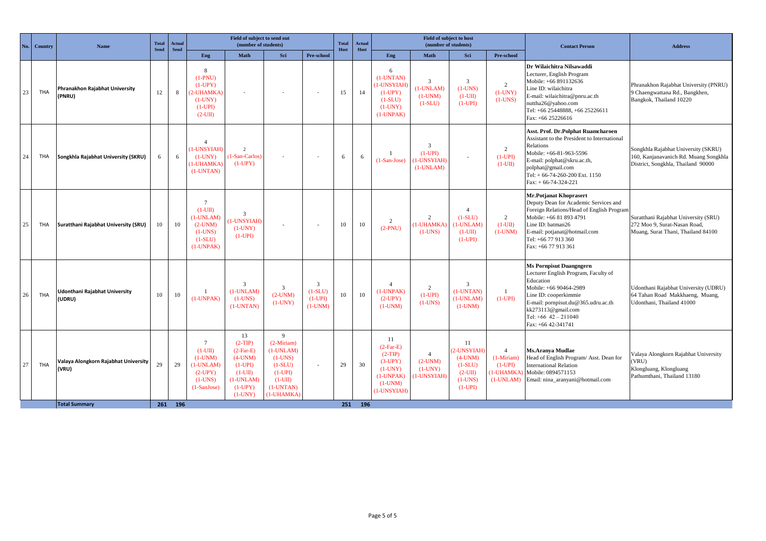| No. | Country | Name | Total Send | Actual Send | Field of subject to send out (number of students) | | | | Total Host | Actual Host | Field of subject to host (number of students) | | | | Contact Person | Address |
|---|---|---|---|---|---|---|---|---|---|---|---|---|---|---|---|---|
| | | | | | Eng | Math | Sci | Pre-school | | | Eng | Math | Sci | Pre-school | | |
| 23 | THA | **Phranakhon Rajabhat University (PNRU)** | 12 | 8 | 8 (1-PNU) (1-UPY) (2-UHAMKA) (1-UNY) (1-UPI) (2-UII) | - | - | - | 15 | 14 | 6 (1-UNTAN) (1-UNSYIAH) (1-UPY) (1-SLU) (1-UNY) (1-UNPAK) | 3 (1-UNLAM) (1-UNM) (1-SLU) | 3 (1-UNS) (1-UII) (1-UPI) | 2 (1-UNY) (1-UNS) | **Dr Wilaichitra Nilsawaddi** Lecturer, English Program Mobile: +66 891132636 Line ID: wilaichitra E-mail: wilaichitra@pnru.ac.th nuttha26@yahoo.com Tel: +66 25448888, +66 25226611 Fax: +66 25226616 | Phranakhon Rajabhat University (PNRU) 9 Chaengwattana Rd., Bangkhen, Bangkok, Thailand 10220 |
| 24 | THA | **Songkhla Rajabhat University (SKRU)** | 6 | 6 | 4 (1-UNSYIAH) (1-UNY) (1-UHAMKA) (1-UNTAN) | 2 (1-San-Carlos) (1-UPY) | - | - | 6 | 6 | 1 (1-San-Jose) | 3 (1-UPI) (1-UNSYIAH) (1-UNLAM) | - | 2 (1-UPI) (1-UII) | **Asst. Prof. Dr.Polphat Ruamcharoen** Assistant to the President to International Relations Mobile: +66-81-963-5596 E-mail: polphat@skru.ac.th, polphat@gmail.com Tel: + 66-74-260-200 Ext. 1150 Fax: + 66-74-324-221 | Songkhla Rajabhat University (SKRU) 160, Kanjanavanich Rd. Muang Songkhla District, Songkhla, Thailand 90000 |
| 25 | THA | **Suratthani Rajabhat University (SRU)** | 10 | 10 | 7 (1-UII) (1-UNLAM) (2-UNM) (1-UNS) (1-SLU) (1-UNPAK) | 3 (1-UNSYIAH) (1-UNY) (1-UPI) | - | - | 10 | 10 | 2 (2-PNU) | 2 (1-UHAMKA) (1-UNS) | 4 (1-SLU) (1-UNLAM) (1-UII) (1-UPI) | 2 (1-UII) (1-UNM) | **Mr.Potjanat Khoprasert** Deputy Dean for Academic Services and Foreign Relations/Head of English Program Mobile: +66 81 893 4791 Line ID: batman26 E-mail: potjanat@hotmail.com Tel: +66 77 913 360 Fax: +66 77 913 361 | Suratthani Rajabhat University (SRU) 272 Moo 9, Surat-Nasan Road, Muang, Surat Thani, Thailand 84100 |
| 26 | THA | **Udonthani Rajabhat University (UDRU)** | 10 | 10 | 1 (1-UNPAK) | 3 (1-UNLAM) (1-UNS) (1-UNTAN) | 3 (2-UNM) (1-UNY) | 3 (1-SLU) (1-UPI) (1-UNM) | 10 | 10 | 4 (1-UNPAK) (2-UPY) (1-UNM) | 2 (1-UPI) (1-UNS) | 3 (1-UNTAN) (1-UNLAM) (1-UNM) | 1 (1-UPI) | **Ms Pornpisut Duangngern** Lecturer English Program, Faculty of Education Mobile: +66 90464-2989 Line ID: cooperkimmie E-mail: pornpisut.du@365.udru.ac.th kk273113@gmail.com Tel: +66 42 – 211040 Fax: +66 42-341741 | Udonthani Rajabhat University (UDRU) 64 Tahan Road Makkhaeng, Muang, Udonthani, Thailand 41000 |
| 27 | THA | **Valaya Alongkorn Rajabhat University (VRU)** | 29 | 29 | 7 (1-UII) (1-UNM) (1-UNLAM) (2-UPY) (1-UNS) (1-SanJose) | 13 (2-TIP) (2-Far-E) (4-UNM) (1-UPI) (1-UII) (1-UNLAM) (1-UPY) (1-UNY) | 9 (2-Miriam) (1-UNLAM) (1-UNS) (1-SLU) (1-UPI) (1-UII) (1-UNTAN) (1-UHAMKA) | - | 29 | 30 | 11 (2-Far-E) (2-TIP) (3-UPY) (1-UNY) (1-UNPAK) (1-UNM) (1-UNSYIAH) | 4 (2-UNM) (1-UNY) (1-UNSYIAH) | 11 (2-UNSYIAH) (4-UNM) (1-SLU) (2-UII) (1-UNS) (1-UPI) | 4 (1-Miriam) (1-UPI) (1-UHAMKA) (1-UNLAM) | **Ms.Aranya Mudlae** Head of English Program/ Asst. Dean for International Relation Mobile: 0894571153 Email: nina_aranyani@hotmail.com | Valaya Alongkorn Rajabhat University (VRU) Klongluang, Klongluang Pathumthani, Thailand 13180 |
| | | **Total Summary** | 261 | 196 | | | | | 251 | 196 | | | | | | |